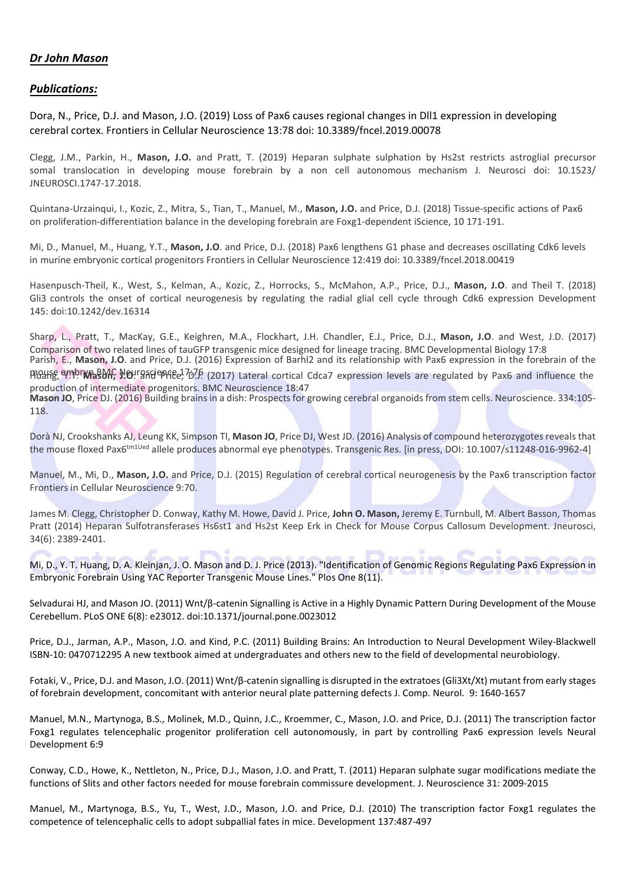## *Dr John Mason*

### *Publications:*

Dora, N., Price, D.J. and Mason, J.O. (2019) Loss of Pax6 causes regional changes in Dll1 expression in developing cerebral cortex. Frontiers in Cellular Neuroscience 13:78 doi: 10.3389/fncel.2019.00078

Clegg, J.M., Parkin, H., **Mason, J.O.** and Pratt, T. (2019) Heparan sulphate sulphation by Hs2st restricts astroglial precursor somal translocation in developing mouse forebrain by a non cell autonomous mechanism J. Neurosci doi: 10.1523/ JNEUROSCI.1747-17.2018.

Quintana-Urzainqui, I., Kozic, Z., Mitra, S., Tian, T., Manuel, M., **Mason, J.O.** and Price, D.J. (2018) Tissue-specific actions of Pax6 on proliferation-differentiation balance in the developing forebrain are Foxg1-dependent iScience, 10 171-191.

Mi, D., Manuel, M., Huang, Y.T., **Mason, J.O**. and Price, D.J. (2018) Pax6 lengthens G1 phase and decreases oscillating Cdk6 levels in murine embryonic cortical progenitors Frontiers in Cellular Neuroscience 12:419 doi: 10.3389/fncel.2018.00419

Hasenpusch-Theil, K., West, S., Kelman, A., Kozic, Z., Horrocks, S., McMahon, A.P., Price, D.J., **Mason, J.O**. and Theil T. (2018) Gli3 controls the onset of cortical neurogenesis by regulating the radial glial cell cycle through Cdk6 expression Development 145: doi:10.1242/dev.16314

Sharp, L., Pratt, T., MacKay, G.E., Keighren, M.A., Flockhart, J.H. Chandler, E.J., Price, D.J., **Mason, J.O**. and West, J.D. (2017) Comparison of two related lines of tauGFP transgenic mice designed for lineage tracing. BMC Developmental Biology 17:8

Parish, E., **Mason, J.O**. and Price, D.J. (2016) Expression of Barhl2 and its relationship with Pax6 expression in the forebrain of the mouse embryo BMC Neuroscience 17:76

Huang, Y.T. **Mason, J.O**. and Price, D.J. (2017) Lateral cortical Cdca7 expression levels are regulated by Pax6 and influence the production of intermediate progenitors. BMC Neuroscience 18:47

**Mason JO**, Price DJ. (2016) Building brains in a dish: Prospects for growing cerebral organoids from stem cells. Neuroscience. 334:105-118.

Dorà NJ, Crookshanks AJ, Leung KK, Simpson TI, **Mason JO**, Price DJ, West JD. (2016) Analysis of compound heterozygotes reveals that the mouse floxed $Pax6^{tm1Ued}$ allele produces abnormal eye phenotypes. Transgenic Res. [in press, DOI: 10.1007/s11248-016-9962-4]

Manuel, M., Mi, D., **Mason, J.O.** and Price, D.J. (2015) Regulation of cerebral cortical neurogenesis by the Pax6 transcription factor Frontiers in Cellular Neuroscience 9:70.

James M. Clegg, Christopher D. Conway, Kathy M. Howe, David J. Price, **John O. Mason,** Jeremy E. Turnbull, M. Albert Basson, Thomas Pratt (2014) Heparan Sulfotransferases Hs6st1 and Hs2st Keep Erk in Check for Mouse Corpus Callosum Development. Jneurosci, 34(6): 2389-2401.

Mi, D., Y. T. Huang, D. A. Kleinjan, J. O. Mason and D. J. Price (2013). "Identification of Genomic Regions Regulating Pax6 Expression in Embryonic Forebrain Using YAC Reporter Transgenic Mouse Lines." Plos One 8(11).

Selvadurai HJ, and Mason JO. (2011) Wnt/β-catenin Signalling is Active in a Highly Dynamic Pattern During Development of the Mouse Cerebellum. PLoS ONE 6(8): e23012. doi:10.1371/journal.pone.0023012

Price, D.J., Jarman, A.P., Mason, J.O. and Kind, P.C. (2011) Building Brains: An Introduction to Neural Development Wiley-Blackwell ISBN-10: 0470712295 A new textbook aimed at undergraduates and others new to the field of developmental neurobiology.

Fotaki, V., Price, D.J. and Mason, J.O. (2011) Wnt/β-catenin signalling is disrupted in the extratoes (Gli3Xt/Xt) mutant from early stages of forebrain development, concomitant with anterior neural plate patterning defects J. Comp. Neurol. 9: 1640-1657

Manuel, M.N., Martynoga, B.S., Molinek, M.D., Quinn, J.C., Kroemmer, C., Mason, J.O. and Price, D.J. (2011) The transcription factor Foxg1 regulates telencephalic progenitor proliferation cell autonomously, in part by controlling Pax6 expression levels Neural Development 6:9

Conway, C.D., Howe, K., Nettleton, N., Price, D.J., Mason, J.O. and Pratt, T. (2011) Heparan sulphate sugar modifications mediate the functions of Slits and other factors needed for mouse forebrain commissure development. J. Neuroscience 31: 2009-2015

Manuel, M., Martynoga, B.S., Yu, T., West, J.D., Mason, J.O. and Price, D.J. (2010) The transcription factor Foxg1 regulates the competence of telencephalic cells to adopt subpallial fates in mice. Development 137:487-497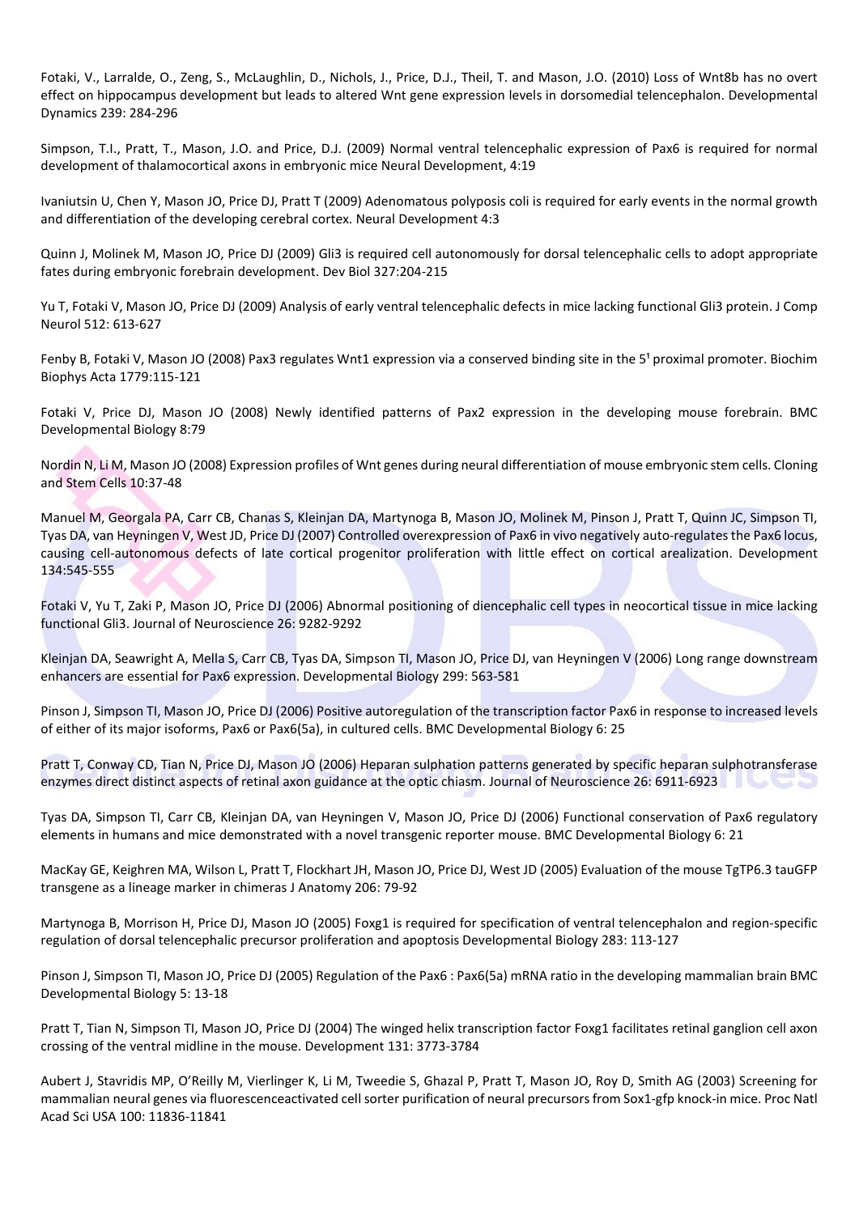Fotaki, V., Larralde, O., Zeng, S., McLaughlin, D., Nichols, J., Price, D.J., Theil, T. and Mason, J.O. (2010) Loss of Wnt8b has no overt effect on hippocampus development but leads to altered Wnt gene expression levels in dorsomedial telencephalon. Developmental Dynamics 239: 284-296

Simpson, T.I., Pratt, T., Mason, J.O. and Price, D.J. (2009) Normal ventral telencephalic expression of Pax6 is required for normal development of thalamocortical axons in embryonic mice Neural Development, 4:19

Ivaniutsin U, Chen Y, Mason JO, Price DJ, Pratt T (2009) Adenomatous polyposis coli is required for early events in the normal growth and differentiation of the developing cerebral cortex. Neural Development 4:3

Quinn J, Molinek M, Mason JO, Price DJ (2009) Gli3 is required cell autonomously for dorsal telencephalic cells to adopt appropriate fates during embryonic forebrain development. Dev Biol 327:204-215

Yu T, Fotaki V, Mason JO, Price DJ (2009) Analysis of early ventral telencephalic defects in mice lacking functional Gli3 protein. J Comp Neurol 512: 613-627

Fenby B, Fotaki V, Mason JO (2008) Pax3 regulates Wnt1 expression via a conserved binding site in the 5' proximal promoter. Biochim Biophys Acta 1779:115-121

Fotaki V, Price DJ, Mason JO (2008) Newly identified patterns of Pax2 expression in the developing mouse forebrain. BMC Developmental Biology 8:79

Nordin N, Li M, Mason JO (2008) Expression profiles of Wnt genes during neural differentiation of mouse embryonic stem cells. Cloning and Stem Cells 10:37-48

Manuel M, Georgala PA, Carr CB, Chanas S, Kleinjan DA, Martynoga B, Mason JO, Molinek M, Pinson J, Pratt T, Quinn JC, Simpson TI, Tyas DA, van Heyningen V, West JD, Price DJ (2007) Controlled overexpression of Pax6 in vivo negatively auto-regulates the Pax6 locus, causing cell-autonomous defects of late cortical progenitor proliferation with little effect on cortical arealization. Development 134:545-555

Fotaki V, Yu T, Zaki P, Mason JO, Price DJ (2006) Abnormal positioning of diencephalic cell types in neocortical tissue in mice lacking functional Gli3. Journal of Neuroscience 26: 9282-9292

Kleinjan DA, Seawright A, Mella S, Carr CB, Tyas DA, Simpson TI, Mason JO, Price DJ, van Heyningen V (2006) Long range downstream enhancers are essential for Pax6 expression. Developmental Biology 299: 563-581

Pinson J, Simpson TI, Mason JO, Price DJ (2006) Positive autoregulation of the transcription factor Pax6 in response to increased levels of either of its major isoforms, Pax6 or Pax6(5a), in cultured cells. BMC Developmental Biology 6: 25

Pratt T, Conway CD, Tian N, Price DJ, Mason JO (2006) Heparan sulphation patterns generated by specific heparan sulphotransferase enzymes direct distinct aspects of retinal axon guidance at the optic chiasm. Journal of Neuroscience 26: 6911-6923

Tyas DA, Simpson TI, Carr CB, Kleinjan DA, van Heyningen V, Mason JO, Price DJ (2006) Functional conservation of Pax6 regulatory elements in humans and mice demonstrated with a novel transgenic reporter mouse. BMC Developmental Biology 6: 21

MacKay GE, Keighren MA, Wilson L, Pratt T, Flockhart JH, Mason JO, Price DJ, West JD (2005) Evaluation of the mouse TgTP6.3 tauGFP transgene as a lineage marker in chimeras J Anatomy 206: 79-92

Martynoga B, Morrison H, Price DJ, Mason JO (2005) Foxg1 is required for specification of ventral telencephalon and region-specific regulation of dorsal telencephalic precursor proliferation and apoptosis Developmental Biology 283: 113-127

Pinson J, Simpson TI, Mason JO, Price DJ (2005) Regulation of the Pax6 : Pax6(5a) mRNA ratio in the developing mammalian brain BMC Developmental Biology 5: 13-18

Pratt T, Tian N, Simpson TI, Mason JO, Price DJ (2004) The winged helix transcription factor Foxg1 facilitates retinal ganglion cell axon crossing of the ventral midline in the mouse. Development 131: 3773-3784

Aubert J, Stavridis MP, O'Reilly M, Vierlinger K, Li M, Tweedie S, Ghazal P, Pratt T, Mason JO, Roy D, Smith AG (2003) Screening for mammalian neural genes via fluorescenceactivated cell sorter purification of neural precursors from Sox1-gfp knock-in mice. Proc Natl Acad Sci USA 100: 11836-11841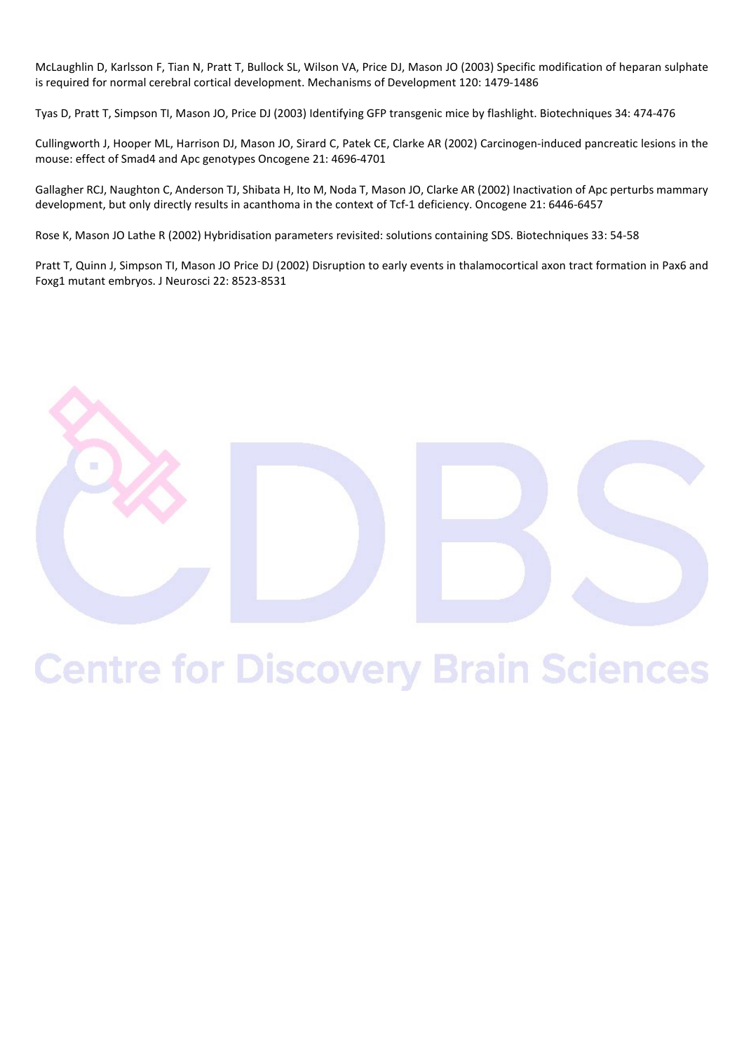McLaughlin D, Karlsson F, Tian N, Pratt T, Bullock SL, Wilson VA, Price DJ, Mason JO (2003) Specific modification of heparan sulphate is required for normal cerebral cortical development. Mechanisms of Development 120: 1479-1486

Tyas D, Pratt T, Simpson TI, Mason JO, Price DJ (2003) Identifying GFP transgenic mice by flashlight. Biotechniques 34: 474-476

Cullingworth J, Hooper ML, Harrison DJ, Mason JO, Sirard C, Patek CE, Clarke AR (2002) Carcinogen-induced pancreatic lesions in the mouse: effect of Smad4 and Apc genotypes Oncogene 21: 4696-4701

Gallagher RCJ, Naughton C, Anderson TJ, Shibata H, Ito M, Noda T, Mason JO, Clarke AR (2002) Inactivation of Apc perturbs mammary development, but only directly results in acanthoma in the context of Tcf-1 deficiency. Oncogene 21: 6446-6457

Rose K, Mason JO Lathe R (2002) Hybridisation parameters revisited: solutions containing SDS. Biotechniques 33: 54-58

Pratt T, Quinn J, Simpson TI, Mason JO Price DJ (2002) Disruption to early events in thalamocortical axon tract formation in Pax6 and Foxg1 mutant embryos. J Neurosci 22: 8523-8531